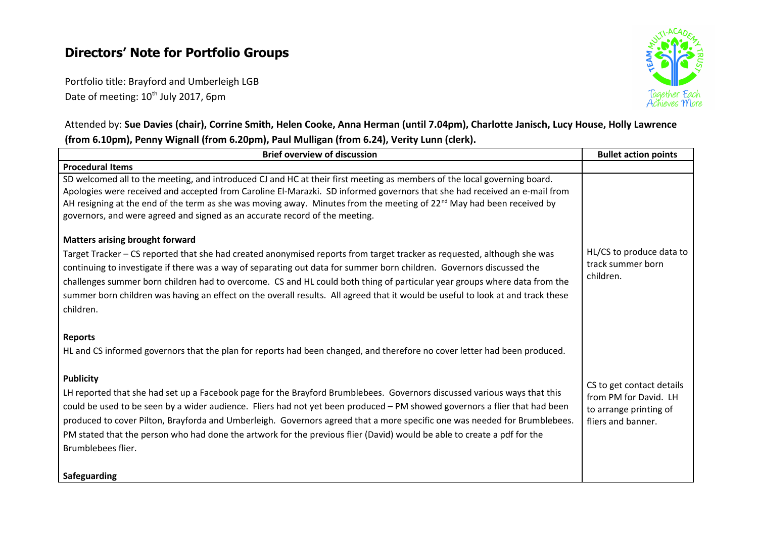# Directors' Note for Portfolio Groups

Portfolio title: Brayford and Umberleigh LGB
Date of meeting: 10th July 2017, 6pm

Attended by: **Sue Davies (chair), Corrine Smith, Helen Cooke, Anna Herman (until 7.04pm), Charlotte Janisch, Lucy House, Holly Lawrence (from 6.10pm), Penny Wignall (from 6.20pm), Paul Mulligan (from 6.24), Verity Lunn (clerk).**

| Brief overview of discussion | Bullet action points |
|---|---|
| **Procedural Items** | |
| SD welcomed all to the meeting, and introduced CJ and HC at their first meeting as members of the local governing board. Apologies were received and accepted from Caroline El-Marazki. SD informed governors that she had received an e-mail from AH resigning at the end of the term as she was moving away. Minutes from the meeting of 22nd May had been received by governors, and were agreed and signed as an accurate record of the meeting.<br><br>**Matters arising brought forward**<br>Target Tracker – CS reported that she had created anonymised reports from target tracker as requested, although she was continuing to investigate if there was a way of separating out data for summer born children. Governors discussed the challenges summer born children had to overcome. CS and HL could both thing of particular year groups where data from the summer born children was having an effect on the overall results. All agreed that it would be useful to look at and track these children.<br><br>**Reports**<br>HL and CS informed governors that the plan for reports had been changed, and therefore no cover letter had been produced.<br><br>**Publicity**<br>LH reported that she had set up a Facebook page for the Brayford Brumblebees. Governors discussed various ways that this could be used to be seen by a wider audience. Fliers had not yet been produced – PM showed governors a flier that had been produced to cover Pilton, Brayforda and Umberleigh. Governors agreed that a more specific one was needed for Brumblebees. PM stated that the person who had done the artwork for the previous flier (David) would be able to create a pdf for the Brumblebees flier.<br><br>**Safeguarding** | HL/CS to produce data to track summer born children.<br><br>CS to get contact details from PM for David. LH to arrange printing of fliers and banner. |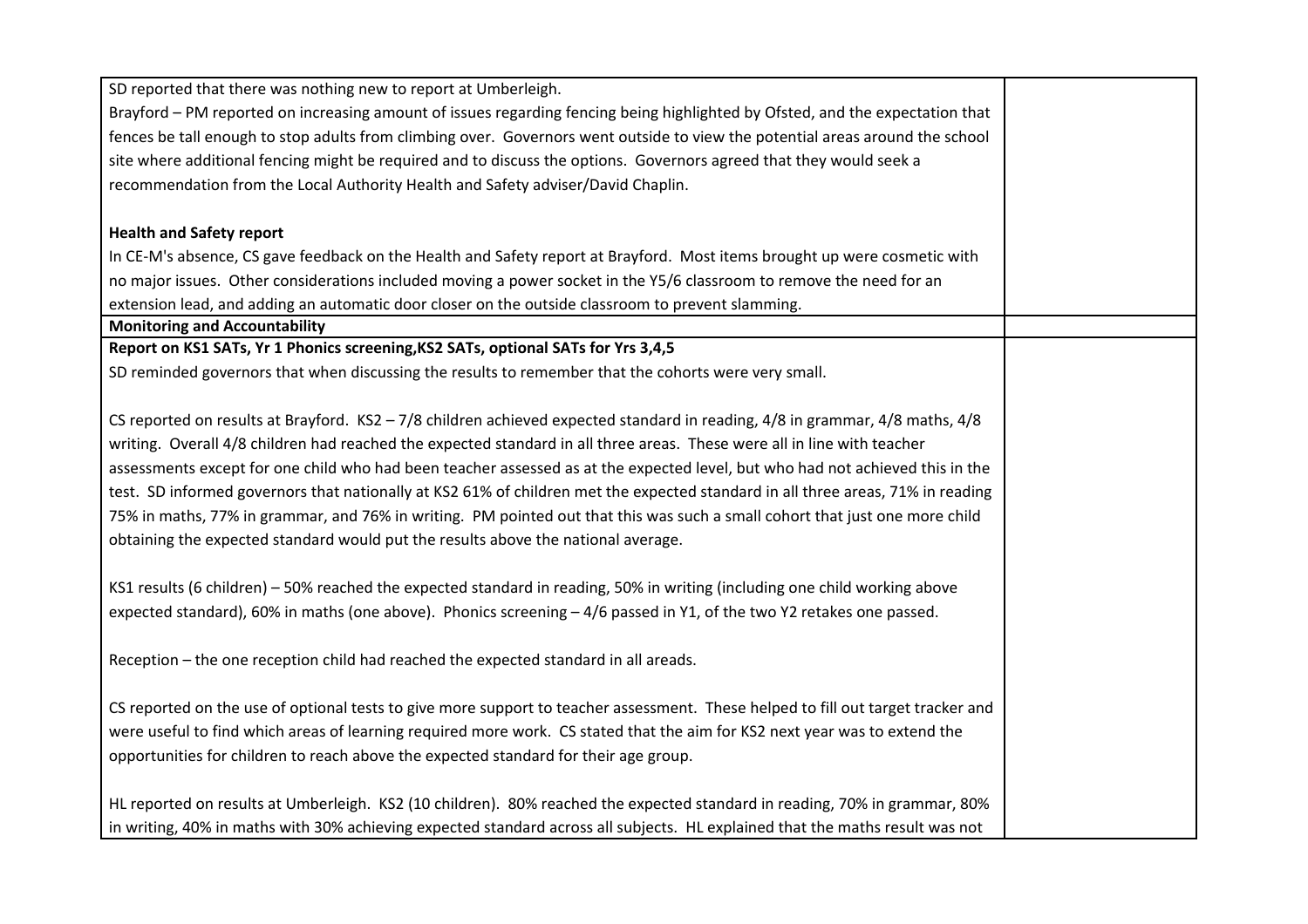SD reported that there was nothing new to report at Umberleigh.

Brayford – PM reported on increasing amount of issues regarding fencing being highlighted by Ofsted, and the expectation that fences be tall enough to stop adults from climbing over. Governors went outside to view the potential areas around the school site where additional fencing might be required and to discuss the options. Governors agreed that they would seek a recommendation from the Local Authority Health and Safety adviser/David Chaplin.

**Health and Safety report**

In CE-M's absence, CS gave feedback on the Health and Safety report at Brayford. Most items brought up were cosmetic with no major issues. Other considerations included moving a power socket in the Y5/6 classroom to remove the need for an extension lead, and adding an automatic door closer on the outside classroom to prevent slamming.

**Monitoring and Accountability**

**Report on KS1 SATs, Yr 1 Phonics screening,KS2 SATs, optional SATs for Yrs 3,4,5**

SD reminded governors that when discussing the results to remember that the cohorts were very small.

CS reported on results at Brayford. KS2 – 7/8 children achieved expected standard in reading, 4/8 in grammar, 4/8 maths, 4/8 writing. Overall 4/8 children had reached the expected standard in all three areas. These were all in line with teacher assessments except for one child who had been teacher assessed as at the expected level, but who had not achieved this in the test. SD informed governors that nationally at KS2 61% of children met the expected standard in all three areas, 71% in reading 75% in maths, 77% in grammar, and 76% in writing. PM pointed out that this was such a small cohort that just one more child obtaining the expected standard would put the results above the national average.

KS1 results (6 children) – 50% reached the expected standard in reading, 50% in writing (including one child working above expected standard), 60% in maths (one above). Phonics screening – 4/6 passed in Y1, of the two Y2 retakes one passed.

Reception – the one reception child had reached the expected standard in all areads.

CS reported on the use of optional tests to give more support to teacher assessment. These helped to fill out target tracker and were useful to find which areas of learning required more work. CS stated that the aim for KS2 next year was to extend the opportunities for children to reach above the expected standard for their age group.

HL reported on results at Umberleigh. KS2 (10 children). 80% reached the expected standard in reading, 70% in grammar, 80% in writing, 40% in maths with 30% achieving expected standard across all subjects. HL explained that the maths result was not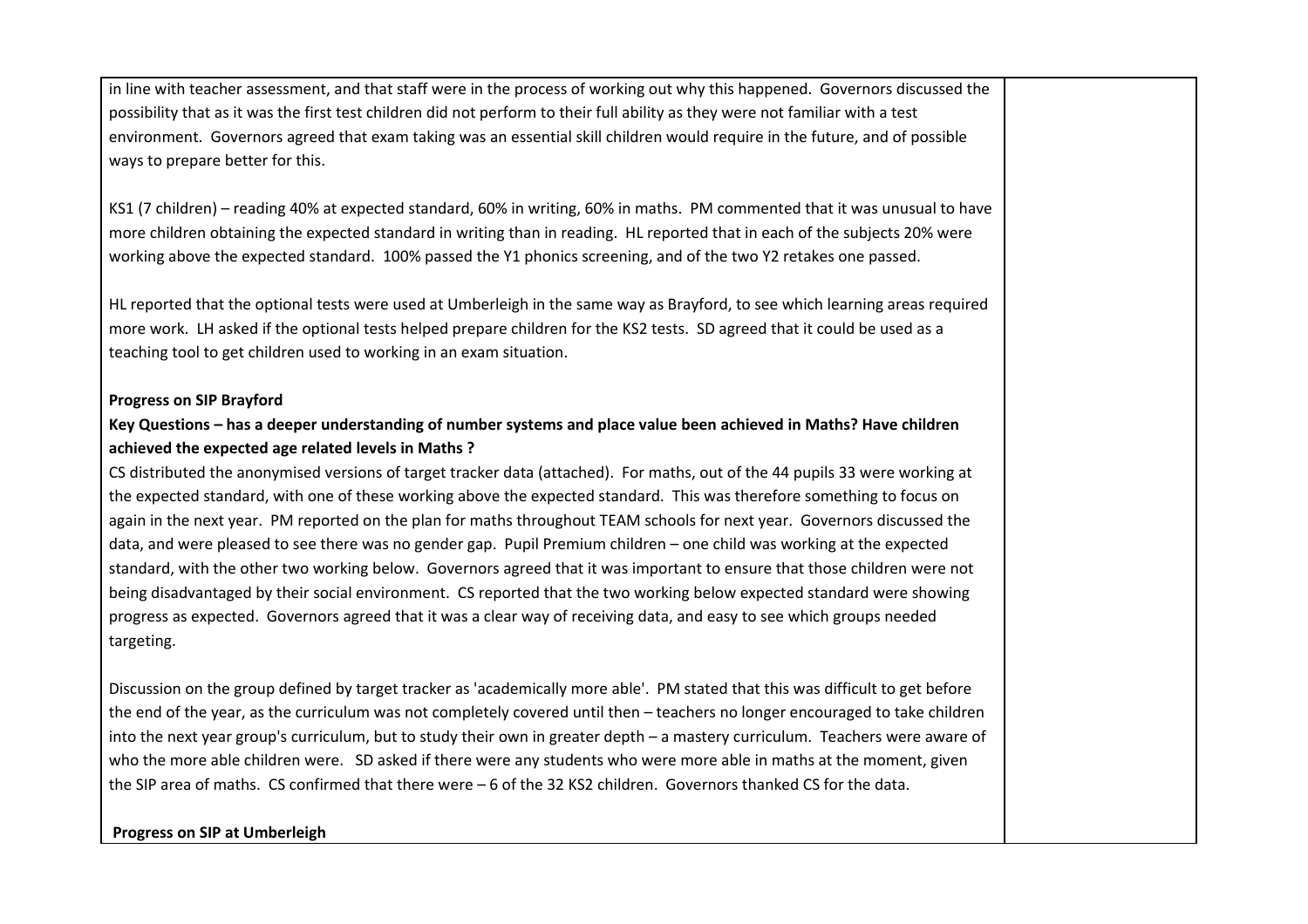in line with teacher assessment, and that staff were in the process of working out why this happened. Governors discussed the possibility that as it was the first test children did not perform to their full ability as they were not familiar with a test environment. Governors agreed that exam taking was an essential skill children would require in the future, and of possible ways to prepare better for this.

KS1 (7 children) – reading 40% at expected standard, 60% in writing, 60% in maths. PM commented that it was unusual to have more children obtaining the expected standard in writing than in reading. HL reported that in each of the subjects 20% were working above the expected standard. 100% passed the Y1 phonics screening, and of the two Y2 retakes one passed.

HL reported that the optional tests were used at Umberleigh in the same way as Brayford, to see which learning areas required more work. LH asked if the optional tests helped prepare children for the KS2 tests. SD agreed that it could be used as a teaching tool to get children used to working in an exam situation.

**Progress on SIP Brayford**

**Key Questions – has a deeper understanding of number systems and place value been achieved in Maths? Have children achieved the expected age related levels in Maths ?**

CS distributed the anonymised versions of target tracker data (attached). For maths, out of the 44 pupils 33 were working at the expected standard, with one of these working above the expected standard. This was therefore something to focus on again in the next year. PM reported on the plan for maths throughout TEAM schools for next year. Governors discussed the data, and were pleased to see there was no gender gap. Pupil Premium children – one child was working at the expected standard, with the other two working below. Governors agreed that it was important to ensure that those children were not being disadvantaged by their social environment. CS reported that the two working below expected standard were showing progress as expected. Governors agreed that it was a clear way of receiving data, and easy to see which groups needed targeting.

Discussion on the group defined by target tracker as 'academically more able'. PM stated that this was difficult to get before the end of the year, as the curriculum was not completely covered until then – teachers no longer encouraged to take children into the next year group's curriculum, but to study their own in greater depth – a mastery curriculum. Teachers were aware of who the more able children were. SD asked if there were any students who were more able in maths at the moment, given the SIP area of maths. CS confirmed that there were – 6 of the 32 KS2 children. Governors thanked CS for the data.

**Progress on SIP at Umberleigh**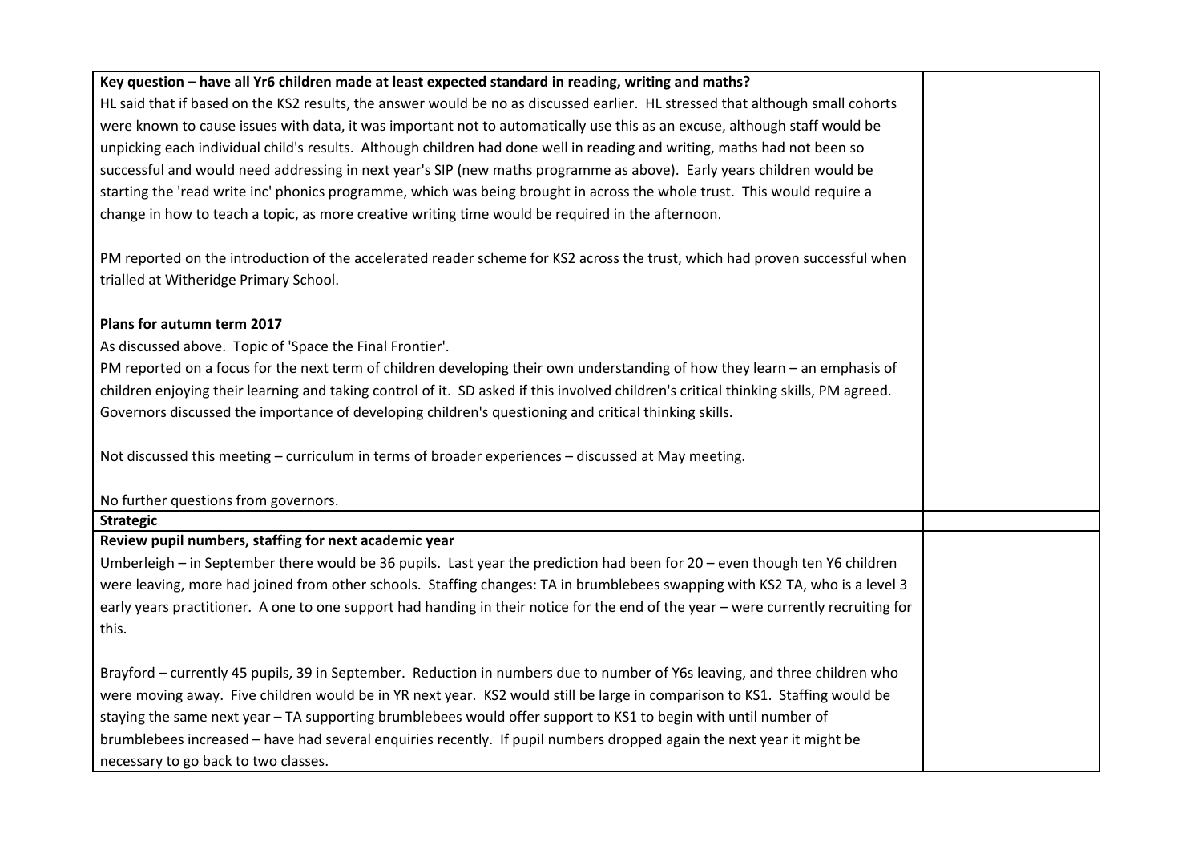| | |
|---|---|
| **Key question – have all Yr6 children made at least expected standard in reading, writing and maths?**<br>HL said that if based on the KS2 results, the answer would be no as discussed earlier. HL stressed that although small cohorts were known to cause issues with data, it was important not to automatically use this as an excuse, although staff would be unpicking each individual child's results. Although children had done well in reading and writing, maths had not been so successful and would need addressing in next year's SIP (new maths programme as above). Early years children would be starting the 'read write inc' phonics programme, which was being brought in across the whole trust. This would require a change in how to teach a topic, as more creative writing time would be required in the afternoon.<br><br>PM reported on the introduction of the accelerated reader scheme for KS2 across the trust, which had proven successful when trialled at Witheridge Primary School.<br><br>**Plans for autumn term 2017**<br>As discussed above. Topic of 'Space the Final Frontier'.<br>PM reported on a focus for the next term of children developing their own understanding of how they learn – an emphasis of children enjoying their learning and taking control of it. SD asked if this involved children's critical thinking skills, PM agreed. Governors discussed the importance of developing children's questioning and critical thinking skills.<br><br>Not discussed this meeting – curriculum in terms of broader experiences – discussed at May meeting.<br><br>No further questions from governors. | |
| **Strategic** | |
| **Review pupil numbers, staffing for next academic year**<br>Umberleigh – in September there would be 36 pupils. Last year the prediction had been for 20 – even though ten Y6 children were leaving, more had joined from other schools. Staffing changes: TA in brumblebees swapping with KS2 TA, who is a level 3 early years practitioner. A one to one support had handing in their notice for the end of the year – were currently recruiting for this.<br><br>Brayford – currently 45 pupils, 39 in September. Reduction in numbers due to number of Y6s leaving, and three children who were moving away. Five children would be in YR next year. KS2 would still be large in comparison to KS1. Staffing would be staying the same next year – TA supporting brumblebees would offer support to KS1 to begin with until number of brumblebees increased – have had several enquiries recently. If pupil numbers dropped again the next year it might be necessary to go back to two classes. | |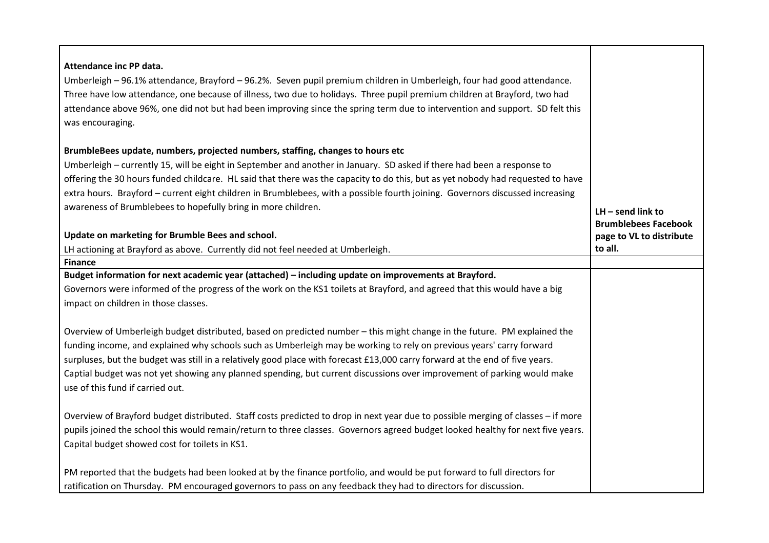| | |
|---|---|
| **Attendance inc PP data.**<br>Umberleigh – 96.1% attendance, Brayford – 96.2%. Seven pupil premium children in Umberleigh, four had good attendance. Three have low attendance, one because of illness, two due to holidays. Three pupil premium children at Brayford, two had attendance above 96%, one did not but had been improving since the spring term due to intervention and support. SD felt this was encouraging.<br><br>**BrumbleBees update, numbers, projected numbers, staffing, changes to hours etc**<br>Umberleigh – currently 15, will be eight in September and another in January. SD asked if there had been a response to offering the 30 hours funded childcare. HL said that there was the capacity to do this, but as yet nobody had requested to have extra hours. Brayford – current eight children in Brumblebees, with a possible fourth joining. Governors discussed increasing awareness of Brumblebees to hopefully bring in more children.<br><br>**Update on marketing for Brumble Bees and school.**<br>LH actioning at Brayford as above. Currently did not feel needed at Umberleigh. | **LH – send link to Brumblebees Facebook page to VL to distribute to all.** |
| **Finance** | |
| **Budget information for next academic year (attached) – including update on improvements at Brayford.**<br>Governors were informed of the progress of the work on the KS1 toilets at Brayford, and agreed that this would have a big impact on children in those classes.<br><br>Overview of Umberleigh budget distributed, based on predicted number – this might change in the future. PM explained the funding income, and explained why schools such as Umberleigh may be working to rely on previous years' carry forward surpluses, but the budget was still in a relatively good place with forecast £13,000 carry forward at the end of five years. Captial budget was not yet showing any planned spending, but current discussions over improvement of parking would make use of this fund if carried out.<br><br>Overview of Brayford budget distributed. Staff costs predicted to drop in next year due to possible merging of classes – if more pupils joined the school this would remain/return to three classes. Governors agreed budget looked healthy for next five years. Capital budget showed cost for toilets in KS1.<br><br>PM reported that the budgets had been looked at by the finance portfolio, and would be put forward to full directors for ratification on Thursday. PM encouraged governors to pass on any feedback they had to directors for discussion. | |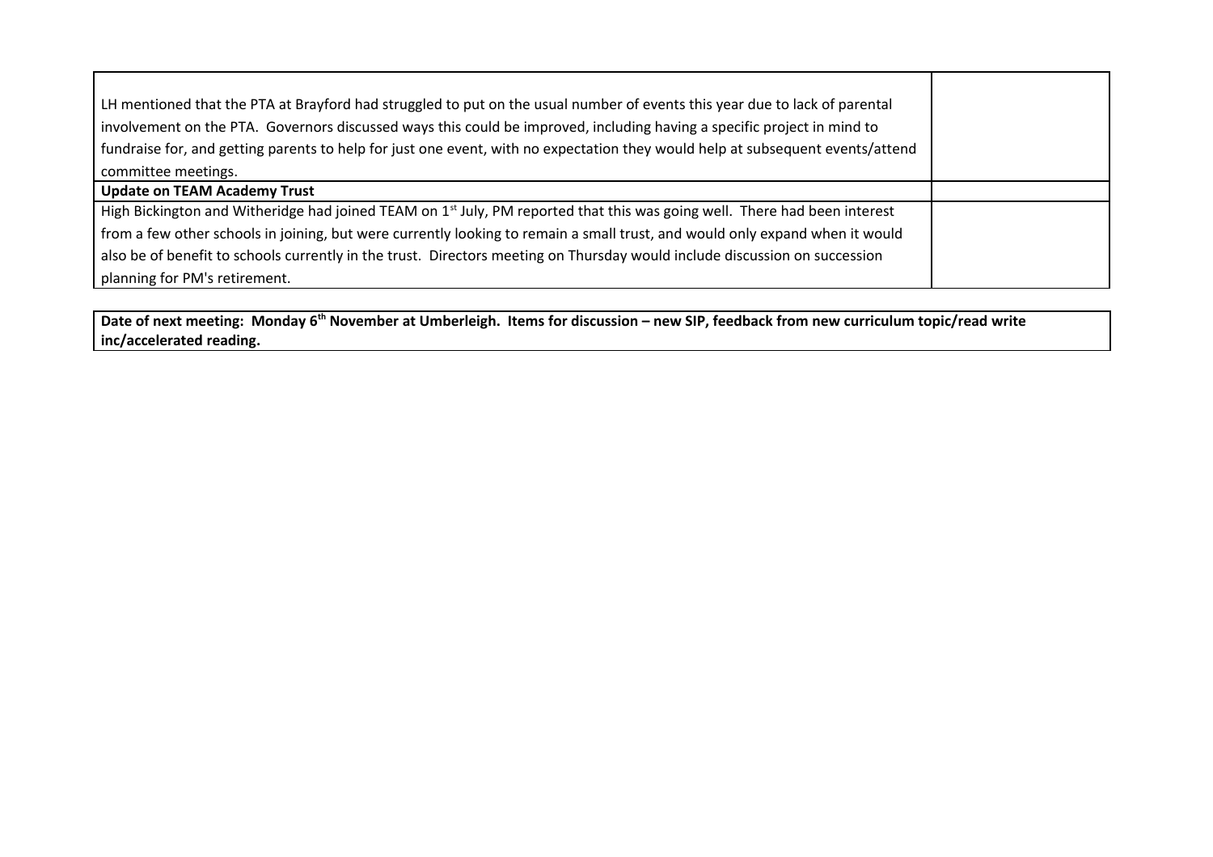| | |
|---|---|
| LH mentioned that the PTA at Brayford had struggled to put on the usual number of events this year due to lack of parental involvement on the PTA. Governors discussed ways this could be improved, including having a specific project in mind to fundraise for, and getting parents to help for just one event, with no expectation they would help at subsequent events/attend committee meetings. | |
| **Update on TEAM Academy Trust** | |
| High Bickington and Witheridge had joined TEAM on 1st July, PM reported that this was going well. There had been interest from a few other schools in joining, but were currently looking to remain a small trust, and would only expand when it would also be of benefit to schools currently in the trust. Directors meeting on Thursday would include discussion on succession planning for PM's retirement. | |

**Date of next meeting: Monday 6th November at Umberleigh. Items for discussion – new SIP, feedback from new curriculum topic/read write inc/accelerated reading.**